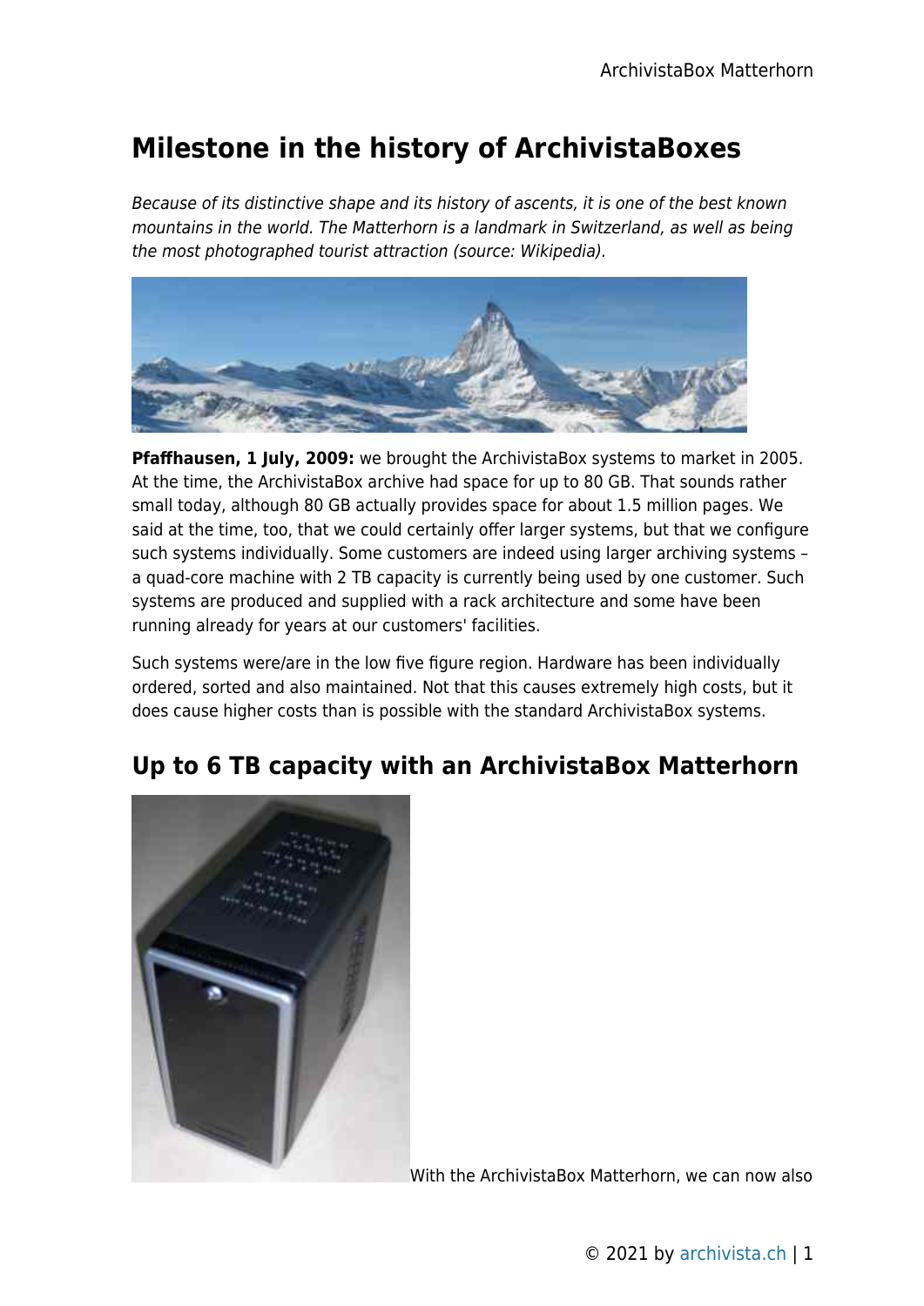# Milestone in the history of ArchivistaBoxes

*Because of its distinctive shape and its history of ascents, it is one of the best known mountains in the world. The Matterhorn is a landmark in Switzerland, as well as being the most photographed tourist attraction (source: Wikipedia).*

**Pfaffhausen, 1 July, 2009:** we brought the ArchivistaBox systems to market in 2005. At the time, the ArchivistaBox archive had space for up to 80 GB. That sounds rather small today, although 80 GB actually provides space for about 1.5 million pages. We said at the time, too, that we could certainly offer larger systems, but that we configure such systems individually. Some customers are indeed using larger archiving systems – a quad-core machine with 2 TB capacity is currently being used by one customer. Such systems are produced and supplied with a rack architecture and some have been running already for years at our customers' facilities.

Such systems were/are in the low five figure region. Hardware has been individually ordered, sorted and also maintained. Not that this causes extremely high costs, but it does cause higher costs than is possible with the standard ArchivistaBox systems.

## Up to 6 TB capacity with an ArchivistaBox Matterhorn

With the ArchivistaBox Matterhorn, we can now also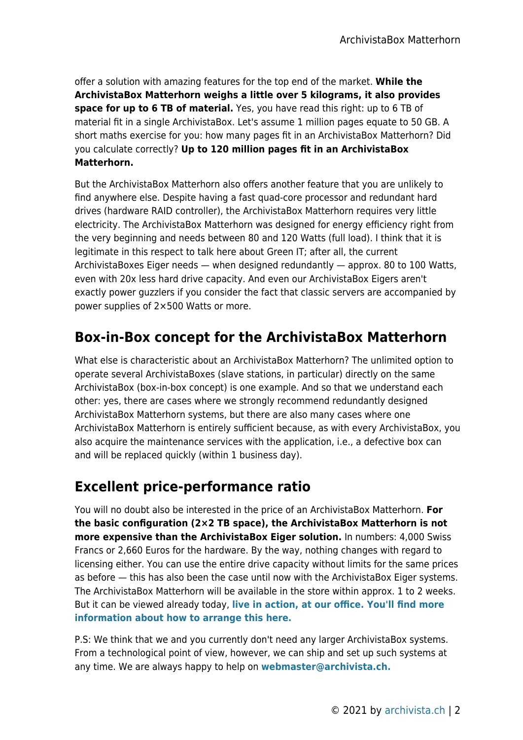offer a solution with amazing features for the top end of the market. **While the ArchivistaBox Matterhorn weighs a little over 5 kilograms, it also provides space for up to 6 TB of material.** Yes, you have read this right: up to 6 TB of material fit in a single ArchivistaBox. Let's assume 1 million pages equate to 50 GB. A short maths exercise for you: how many pages fit in an ArchivistaBox Matterhorn? Did you calculate correctly? **Up to 120 million pages fit in an ArchivistaBox Matterhorn.**

But the ArchivistaBox Matterhorn also offers another feature that you are unlikely to find anywhere else. Despite having a fast quad-core processor and redundant hard drives (hardware RAID controller), the ArchivistaBox Matterhorn requires very little electricity. The ArchivistaBox Matterhorn was designed for energy efficiency right from the very beginning and needs between 80 and 120 Watts (full load). I think that it is legitimate in this respect to talk here about Green IT; after all, the current ArchivistaBoxes Eiger needs — when designed redundantly — approx. 80 to 100 Watts, even with 20x less hard drive capacity. And even our ArchivistaBox Eigers aren't exactly power guzzlers if you consider the fact that classic servers are accompanied by power supplies of 2×500 Watts or more.

## Box-in-Box concept for the ArchivistaBox Matterhorn

What else is characteristic about an ArchivistaBox Matterhorn? The unlimited option to operate several ArchivistaBoxes (slave stations, in particular) directly on the same ArchivistaBox (box-in-box concept) is one example. And so that we understand each other: yes, there are cases where we strongly recommend redundantly designed ArchivistaBox Matterhorn systems, but there are also many cases where one ArchivistaBox Matterhorn is entirely sufficient because, as with every ArchivistaBox, you also acquire the maintenance services with the application, i.e., a defective box can and will be replaced quickly (within 1 business day).

## Excellent price-performance ratio

You will no doubt also be interested in the price of an ArchivistaBox Matterhorn. **For the basic configuration (2×2 TB space), the ArchivistaBox Matterhorn is not more expensive than the ArchivistaBox Eiger solution.** In numbers: 4,000 Swiss Francs or 2,660 Euros for the hardware. By the way, nothing changes with regard to licensing either. You can use the entire drive capacity without limits for the same prices as before — this has also been the case until now with the ArchivistaBox Eiger systems. The ArchivistaBox Matterhorn will be available in the store within approx. 1 to 2 weeks. But it can be viewed already today, **live in action, at our office. You'll find more information about how to arrange this here.**

P.S: We think that we and you currently don't need any larger ArchivistaBox systems. From a technological point of view, however, we can ship and set up such systems at any time. We are always happy to help on **webmaster@archivista.ch.**